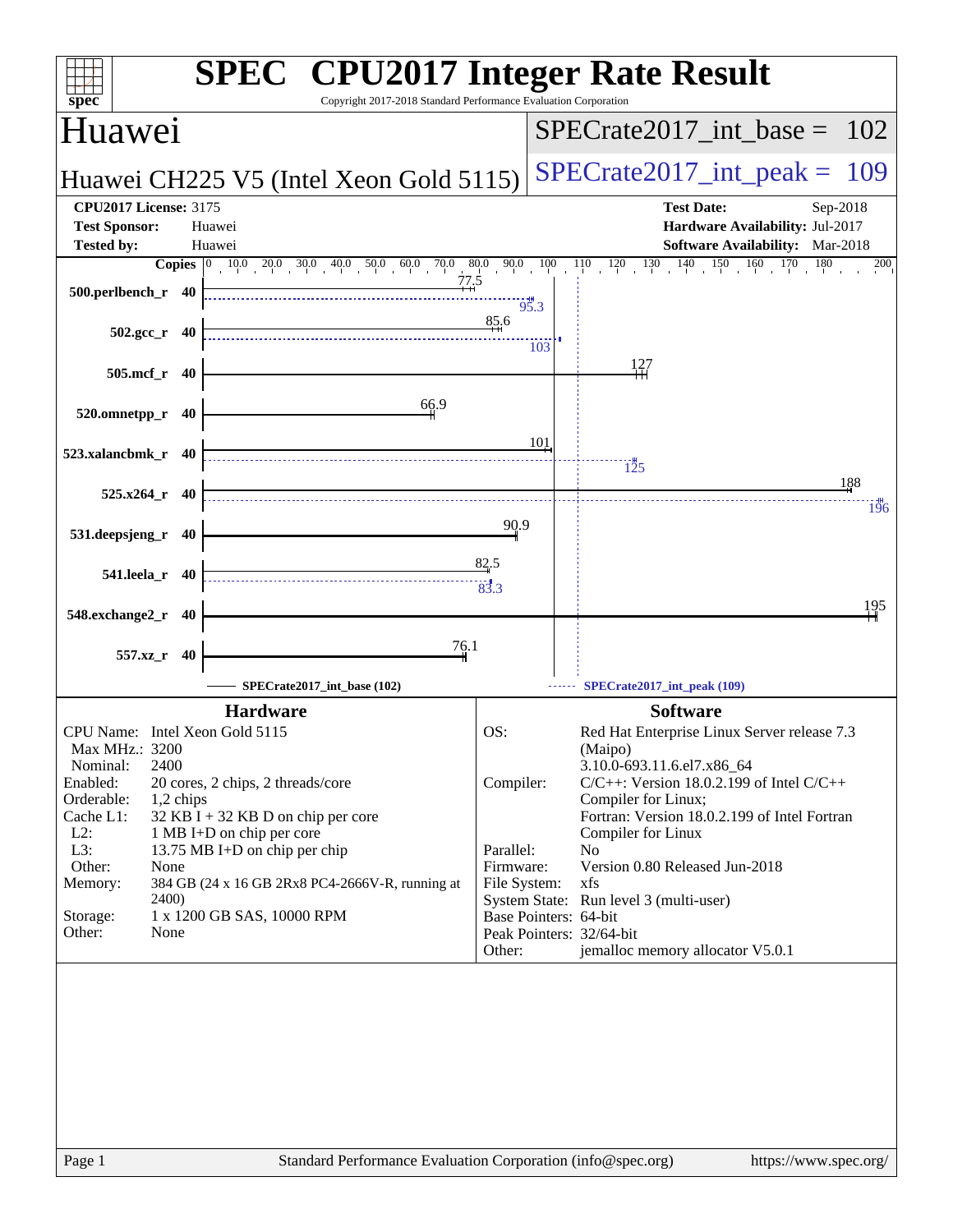# SPEC CPU2017 Integer Rate Result

Copyright 2017-2018 Standard Performance Evaluation Corporation

## Huawei

**Huawei CH225 V5 (Intel Xeon Gold 5115)**

SPECrate2017_int_base = 102

SPECrate2017_int_peak = 109

**CPU2017 License:** 3175
**Test Sponsor:** Huawei
**Tested by:** Huawei

**Test Date:** Sep-2018
**Hardware Availability:** Jul-2017
**Software Availability:** Mar-2018

| Benchmark | Copies | Base | Peak |
|---|---|---|---|
| 500.perlbench_r | 40 | 77.5 | 95.3 |
| 502.gcc_r | 40 | 85.6 | 103 |
| 505.mcf_r | 40 | 127 | |
| 520.omnetpp_r | 40 | 66.9 | |
| 523.xalancbmk_r | 40 | 101 | 125 |
| 525.x264_r | 40 | 188 | 196 |
| 531.deepsjeng_r | 40 | 90.9 | |
| 541.leela_r | 40 | 82.5 | 83.3 |
| 548.exchange2_r | 40 | 195 | |
| 557.xz_r | 40 | 76.1 | |

SPECrate2017_int_base (102) — SPECrate2017_int_peak (109)

### Hardware

| | |
|---|---|
| CPU Name: | Intel Xeon Gold 5115 |
| Max MHz.: | 3200 |
| Nominal: | 2400 |
| Enabled: | 20 cores, 2 chips, 2 threads/core |
| Orderable: | 1,2 chips |
| Cache L1: | 32 KB I + 32 KB D on chip per core |
| L2: | 1 MB I+D on chip per core |
| L3: | 13.75 MB I+D on chip per chip |
| Other: | None |
| Memory: | 384 GB (24 x 16 GB 2Rx8 PC4-2666V-R, running at 2400) |
| Storage: | 1 x 1200 GB SAS, 10000 RPM |
| Other: | None |

### Software

| | |
|---|---|
| OS: | Red Hat Enterprise Linux Server release 7.3 (Maipo) 3.10.0-693.11.6.el7.x86_64 |
| Compiler: | C/C++: Version 18.0.2.199 of Intel C/C++ Compiler for Linux; Fortran: Version 18.0.2.199 of Intel Fortran Compiler for Linux |
| Parallel: | No |
| Firmware: | Version 0.80 Released Jun-2018 |
| File System: | xfs |
| System State: | Run level 3 (multi-user) |
| Base Pointers: | 64-bit |
| Peak Pointers: | 32/64-bit |
| Other: | jemalloc memory allocator V5.0.1 |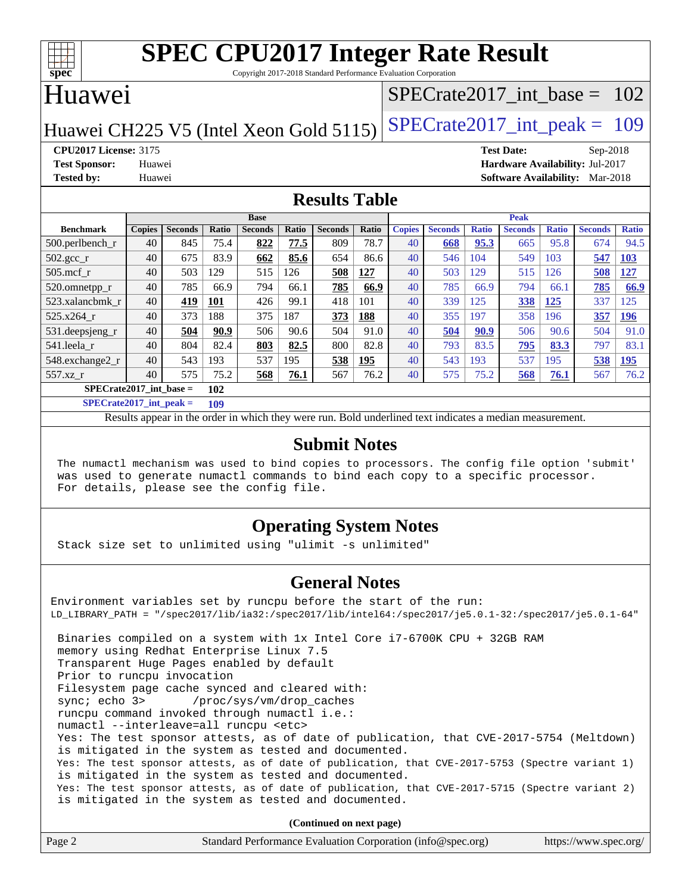# SPEC CPU2017 Integer Rate Result

Copyright 2017-2018 Standard Performance Evaluation Corporation

## Huawei

Huawei CH225 V5 (Intel Xeon Gold 5115)

SPECrate2017_int_base = 102

SPECrate2017_int_peak = 109

**CPU2017 License:** 3175
**Test Sponsor:** Huawei
**Tested by:** Huawei

**Test Date:** Sep-2018
**Hardware Availability:** Jul-2017
**Software Availability:** Mar-2018

## Results Table

| | Base | | | | | | | Peak | | | | | | |
|---|---|---|---|---|---|---|---|---|---|---|---|---|---|---|
| **Benchmark** | **Copies** | **Seconds** | **Ratio** | **Seconds** | **Ratio** | **Seconds** | **Ratio** | **Copies** | **Seconds** | **Ratio** | **Seconds** | **Ratio** | **Seconds** | **Ratio** |
| 500.perlbench_r | 40 | 845 | 75.4 | **822** | **77.5** | 809 | 78.7 | 40 | **668** | **95.3** | 665 | 95.8 | 674 | 94.5 |
| 502.gcc_r | 40 | 675 | 83.9 | **662** | **85.6** | 654 | 86.6 | 40 | 546 | 104 | 549 | 103 | **547** | **103** |
| 505.mcf_r | 40 | 503 | 129 | 515 | 126 | **508** | **127** | 40 | 503 | 129 | 515 | 126 | **508** | **127** |
| 520.omnetpp_r | 40 | 785 | 66.9 | 794 | 66.1 | **785** | **66.9** | 40 | 785 | 66.9 | 794 | 66.1 | **785** | **66.9** |
| 523.xalancbmk_r | 40 | **419** | **101** | 426 | 99.1 | 418 | 101 | 40 | 339 | 125 | **338** | **125** | 337 | 125 |
| 525.x264_r | 40 | 373 | 188 | 375 | 187 | **373** | **188** | 40 | 355 | 197 | 358 | 196 | **357** | **196** |
| 531.deepsjeng_r | 40 | **504** | **90.9** | 506 | 90.6 | 504 | 91.0 | 40 | **504** | **90.9** | 506 | 90.6 | 504 | 91.0 |
| 541.leela_r | 40 | 804 | 82.4 | **803** | **82.5** | 800 | 82.8 | 40 | 793 | 83.5 | **795** | **83.3** | 797 | 83.1 |
| 548.exchange2_r | 40 | 543 | 193 | 537 | 195 | **538** | **195** | 40 | 543 | 193 | 537 | 195 | **538** | **195** |
| 557.xz_r | 40 | 575 | 75.2 | **568** | **76.1** | 567 | 76.2 | 40 | 575 | 75.2 | **568** | **76.1** | 567 | 76.2 |

**SPECrate2017_int_base = 102**

**SPECrate2017_int_peak = 109**

Results appear in the order in which they were run. Bold underlined text indicates a median measurement.

## Submit Notes

```
The numactl mechanism was used to bind copies to processors. The config file option 'submit'
was used to generate numactl commands to bind each copy to a specific processor.
For details, please see the config file.
```

## Operating System Notes

```
Stack size set to unlimited using "ulimit -s unlimited"
```

## General Notes

```
Environment variables set by runcpu before the start of the run:
LD_LIBRARY_PATH = "/spec2017/lib/ia32:/spec2017/lib/intel64:/spec2017/je5.0.1-32:/spec2017/je5.0.1-64"

 Binaries compiled on a system with 1x Intel Core i7-6700K CPU + 32GB RAM
 memory using Redhat Enterprise Linux 7.5
 Transparent Huge Pages enabled by default
 Prior to runcpu invocation
 Filesystem page cache synced and cleared with:
 sync; echo 3>       /proc/sys/vm/drop_caches
 runcpu command invoked through numactl i.e.:
 numactl --interleave=all runcpu <etc>
 Yes: The test sponsor attests, as of date of publication, that CVE-2017-5754 (Meltdown)
 is mitigated in the system as tested and documented.
 Yes: The test sponsor attests, as of date of publication, that CVE-2017-5753 (Spectre variant 1)
 is mitigated in the system as tested and documented.
 Yes: The test sponsor attests, as of date of publication, that CVE-2017-5715 (Spectre variant 2)
 is mitigated in the system as tested and documented.
```

**(Continued on next page)**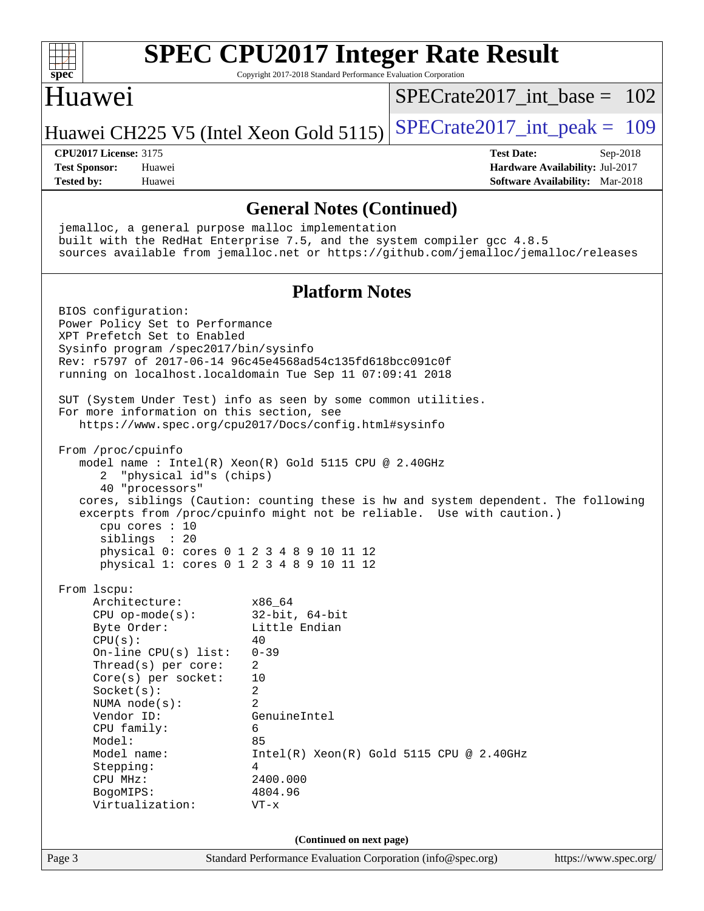## General Notes (Continued)

```
jemalloc, a general purpose malloc implementation
built with the RedHat Enterprise 7.5, and the system compiler gcc 4.8.5
sources available from jemalloc.net or https://github.com/jemalloc/jemalloc/releases
```

## Platform Notes

```
BIOS configuration:
Power Policy Set to Performance
XPT Prefetch Set to Enabled
Sysinfo program /spec2017/bin/sysinfo
Rev: r5797 of 2017-06-14 96c45e4568ad54c135fd618bcc091c0f
running on localhost.localdomain Tue Sep 11 07:09:41 2018

SUT (System Under Test) info as seen by some common utilities.
For more information on this section, see
   https://www.spec.org/cpu2017/Docs/config.html#sysinfo

From /proc/cpuinfo
   model name : Intel(R) Xeon(R) Gold 5115 CPU @ 2.40GHz
      2  "physical id"s (chips)
      40 "processors"
   cores, siblings (Caution: counting these is hw and system dependent. The following
   excerpts from /proc/cpuinfo might not be reliable.  Use with caution.)
      cpu cores : 10
      siblings  : 20
      physical 0: cores 0 1 2 3 4 8 9 10 11 12
      physical 1: cores 0 1 2 3 4 8 9 10 11 12

From lscpu:
     Architecture:          x86_64
     CPU op-mode(s):        32-bit, 64-bit
     Byte Order:            Little Endian
     CPU(s):                40
     On-line CPU(s) list:   0-39
     Thread(s) per core:    2
     Core(s) per socket:    10
     Socket(s):             2
     NUMA node(s):          2
     Vendor ID:             GenuineIntel
     CPU family:            6
     Model:                 85
     Model name:            Intel(R) Xeon(R) Gold 5115 CPU @ 2.40GHz
     Stepping:              4
     CPU MHz:               2400.000
     BogoMIPS:              4804.96
     Virtualization:        VT-x
```

**(Continued on next page)**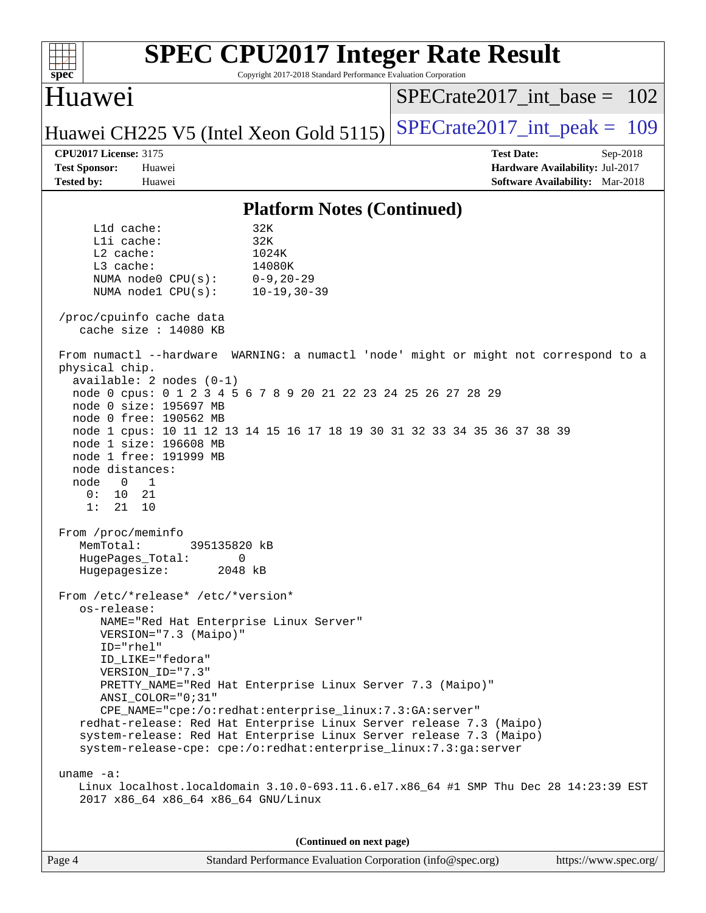## Platform Notes (Continued)

```
    L1d cache:             32K
    L1i cache:             32K
    L2 cache:              1024K
    L3 cache:              14080K
    NUMA node0 CPU(s):     0-9,20-29
    NUMA node1 CPU(s):     10-19,30-39

 /proc/cpuinfo cache data
    cache size : 14080 KB

 From numactl --hardware  WARNING: a numactl 'node' might or might not correspond to a
 physical chip.
   available: 2 nodes (0-1)
   node 0 cpus: 0 1 2 3 4 5 6 7 8 9 20 21 22 23 24 25 26 27 28 29
   node 0 size: 195697 MB
   node 0 free: 190562 MB
   node 1 cpus: 10 11 12 13 14 15 16 17 18 19 30 31 32 33 34 35 36 37 38 39
   node 1 size: 196608 MB
   node 1 free: 191999 MB
   node distances:
   node   0   1
     0:  10  21
     1:  21  10

 From /proc/meminfo
    MemTotal:       395135820 kB
    HugePages_Total:       0
    Hugepagesize:       2048 kB

 From /etc/*release* /etc/*version*
    os-release:
       NAME="Red Hat Enterprise Linux Server"
       VERSION="7.3 (Maipo)"
       ID="rhel"
       ID_LIKE="fedora"
       VERSION_ID="7.3"
       PRETTY_NAME="Red Hat Enterprise Linux Server 7.3 (Maipo)"
       ANSI_COLOR="0;31"
       CPE_NAME="cpe:/o:redhat:enterprise_linux:7.3:GA:server"
    redhat-release: Red Hat Enterprise Linux Server release 7.3 (Maipo)
    system-release: Red Hat Enterprise Linux Server release 7.3 (Maipo)
    system-release-cpe: cpe:/o:redhat:enterprise_linux:7.3:ga:server

 uname -a:
    Linux localhost.localdomain 3.10.0-693.11.6.el7.x86_64 #1 SMP Thu Dec 28 14:23:39 EST
    2017 x86_64 x86_64 x86_64 GNU/Linux
```

**(Continued on next page)**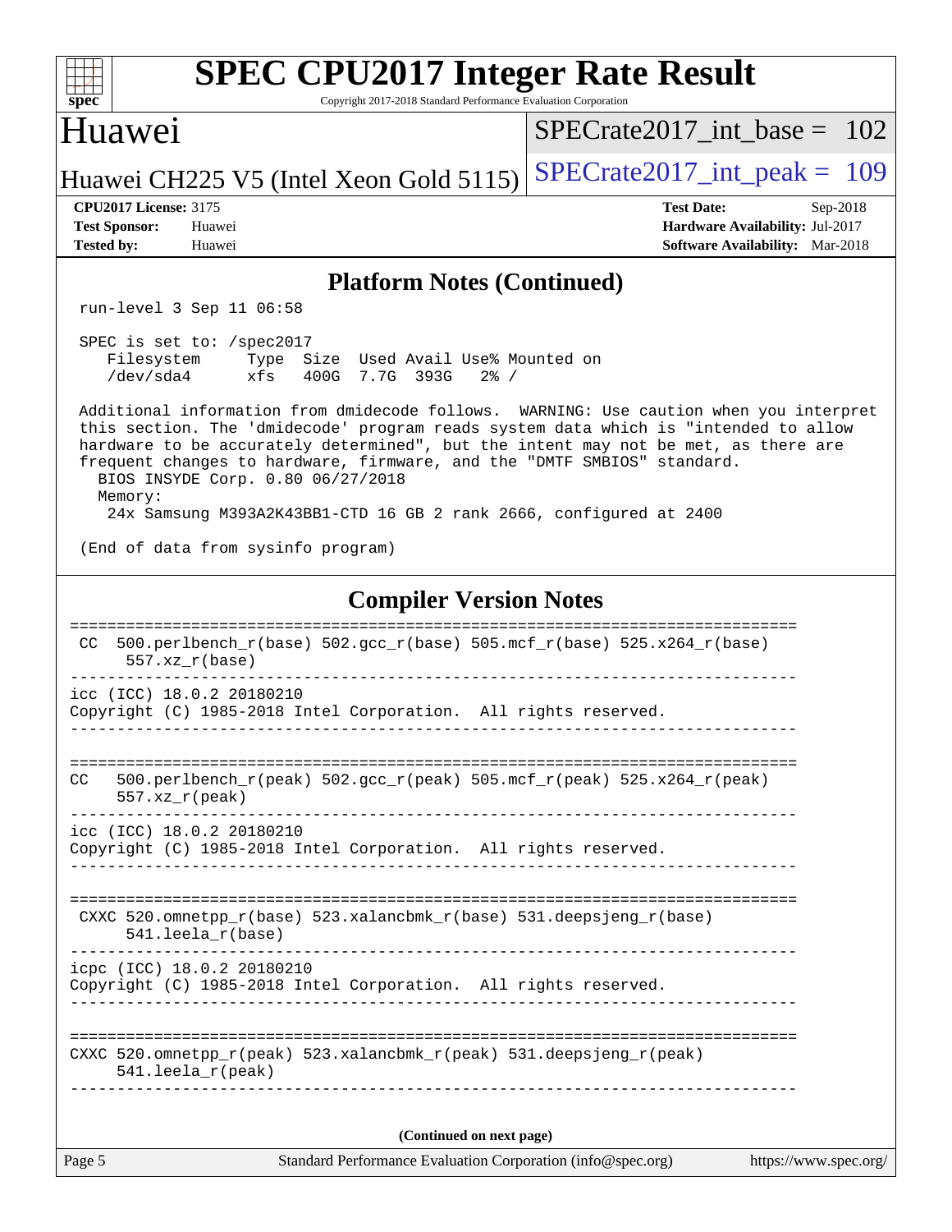## Platform Notes (Continued)

```
run-level 3 Sep 11 06:58

SPEC is set to: /spec2017
   Filesystem     Type  Size  Used Avail Use% Mounted on
   /dev/sda4      xfs   400G  7.7G  393G   2% /

Additional information from dmidecode follows.  WARNING: Use caution when you interpret
this section. The 'dmidecode' program reads system data which is "intended to allow
hardware to be accurately determined", but the intent may not be met, as there are
frequent changes to hardware, firmware, and the "DMTF SMBIOS" standard.
  BIOS INSYDE Corp. 0.80 06/27/2018
  Memory:
    24x Samsung M393A2K43BB1-CTD 16 GB 2 rank 2666, configured at 2400

(End of data from sysinfo program)
```

## Compiler Version Notes

```
==============================================================================
 CC  500.perlbench_r(base) 502.gcc_r(base) 505.mcf_r(base) 525.x264_r(base)
      557.xz_r(base)
------------------------------------------------------------------------------
icc (ICC) 18.0.2 20180210
Copyright (C) 1985-2018 Intel Corporation.  All rights reserved.
------------------------------------------------------------------------------

==============================================================================
CC   500.perlbench_r(peak) 502.gcc_r(peak) 505.mcf_r(peak) 525.x264_r(peak)
      557.xz_r(peak)
------------------------------------------------------------------------------
icc (ICC) 18.0.2 20180210
Copyright (C) 1985-2018 Intel Corporation.  All rights reserved.
------------------------------------------------------------------------------

==============================================================================
 CXXC 520.omnetpp_r(base) 523.xalancbmk_r(base) 531.deepsjeng_r(base)
      541.leela_r(base)
------------------------------------------------------------------------------
icpc (ICC) 18.0.2 20180210
Copyright (C) 1985-2018 Intel Corporation.  All rights reserved.
------------------------------------------------------------------------------

==============================================================================
CXXC 520.omnetpp_r(peak) 523.xalancbmk_r(peak) 531.deepsjeng_r(peak)
      541.leela_r(peak)
------------------------------------------------------------------------------
```

(Continued on next page)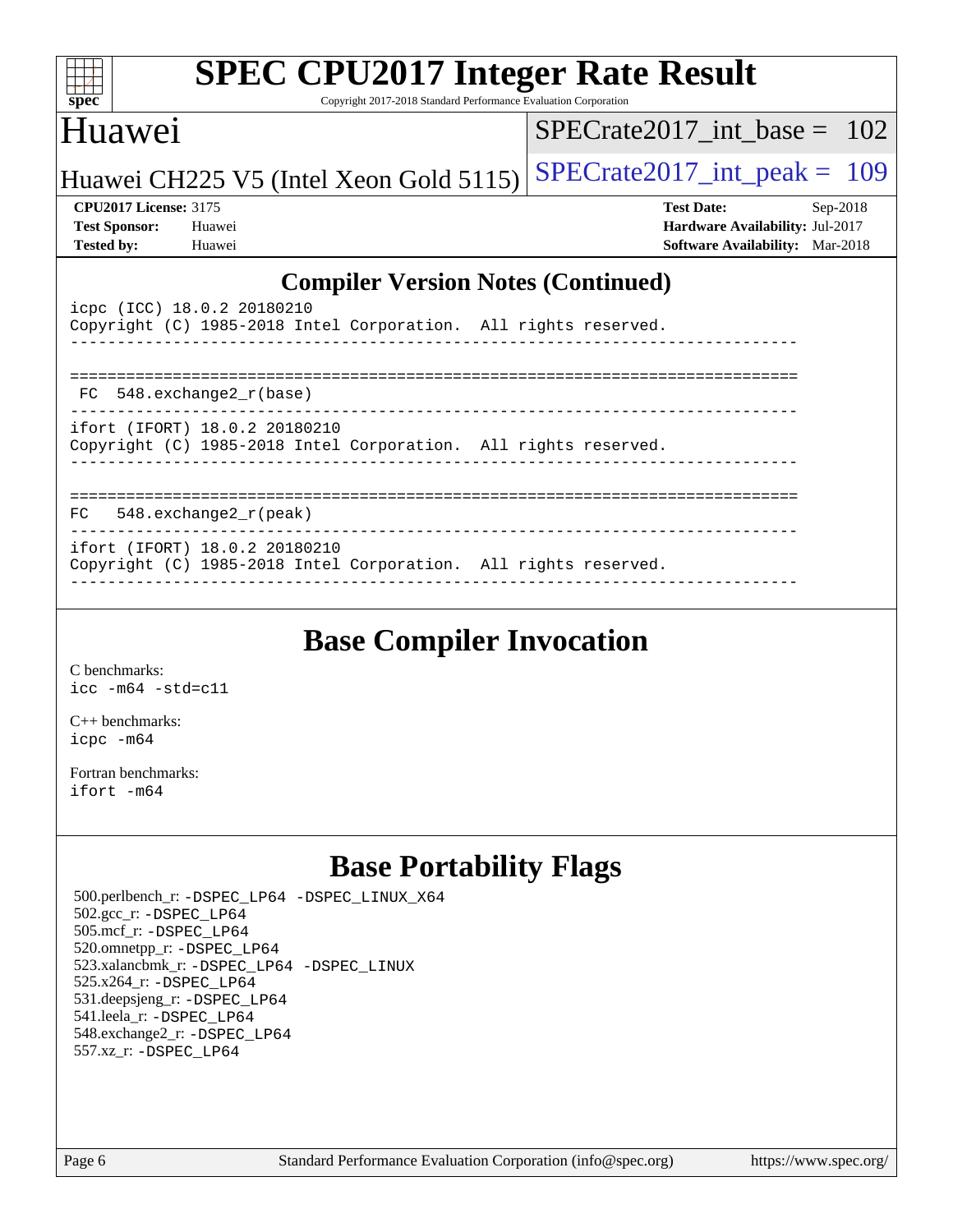## Compiler Version Notes (Continued)

```
icpc (ICC) 18.0.2 20180210
Copyright (C) 1985-2018 Intel Corporation.  All rights reserved.
------------------------------------------------------------------------------

==============================================================================
 FC  548.exchange2_r(base)
------------------------------------------------------------------------------
ifort (IFORT) 18.0.2 20180210
Copyright (C) 1985-2018 Intel Corporation.  All rights reserved.
------------------------------------------------------------------------------

==============================================================================
FC   548.exchange2_r(peak)
------------------------------------------------------------------------------
ifort (IFORT) 18.0.2 20180210
Copyright (C) 1985-2018 Intel Corporation.  All rights reserved.
------------------------------------------------------------------------------
```

## Base Compiler Invocation

C benchmarks:
`icc -m64 -std=c11`

C++ benchmarks:
`icpc -m64`

Fortran benchmarks:
`ifort -m64`

## Base Portability Flags

500.perlbench_r: `-DSPEC_LP64 -DSPEC_LINUX_X64`
502.gcc_r: `-DSPEC_LP64`
505.mcf_r: `-DSPEC_LP64`
520.omnetpp_r: `-DSPEC_LP64`
523.xalancbmk_r: `-DSPEC_LP64 -DSPEC_LINUX`
525.x264_r: `-DSPEC_LP64`
531.deepsjeng_r: `-DSPEC_LP64`
541.leela_r: `-DSPEC_LP64`
548.exchange2_r: `-DSPEC_LP64`
557.xz_r: `-DSPEC_LP64`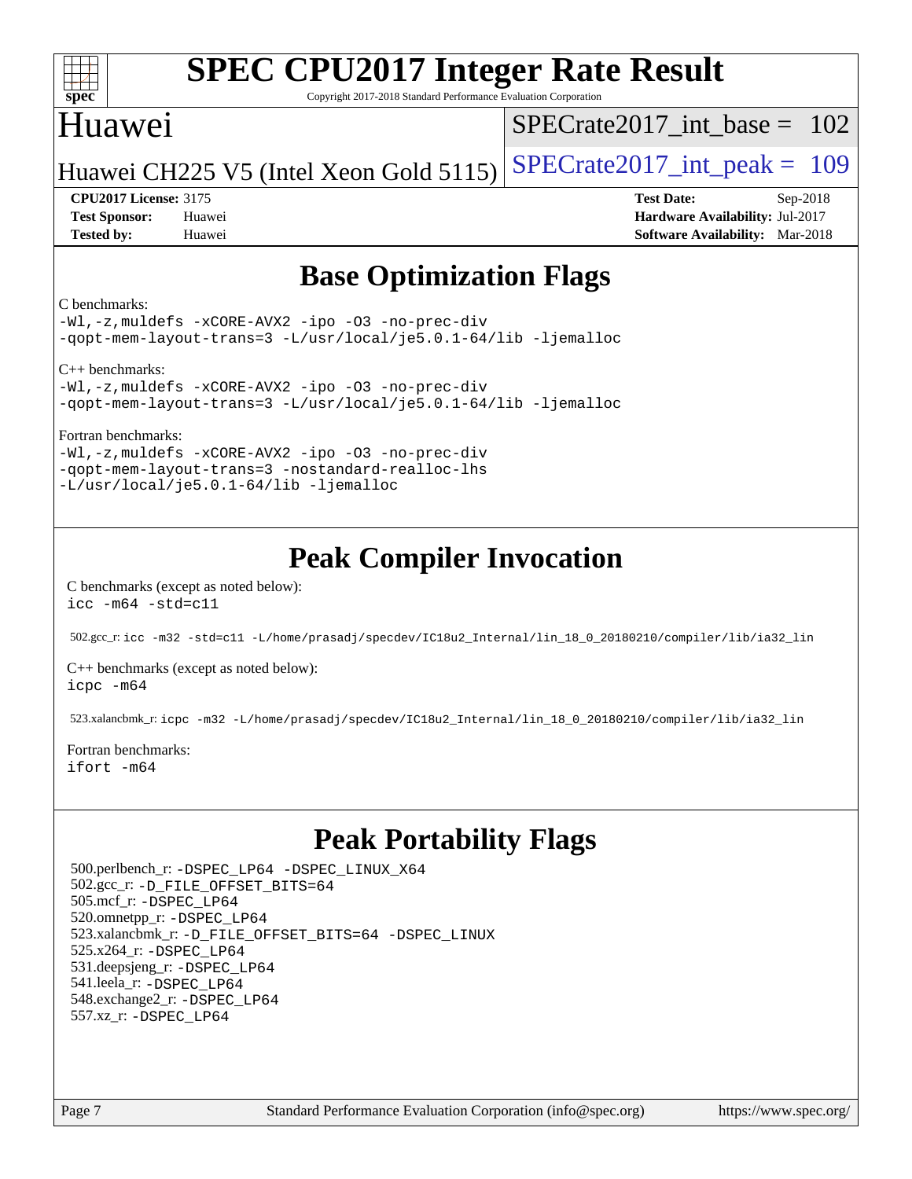# Base Optimization Flags

C benchmarks:

```
-Wl,-z,muldefs -xCORE-AVX2 -ipo -O3 -no-prec-div
-qopt-mem-layout-trans=3 -L/usr/local/je5.0.1-64/lib -ljemalloc
```

C++ benchmarks:

```
-Wl,-z,muldefs -xCORE-AVX2 -ipo -O3 -no-prec-div
-qopt-mem-layout-trans=3 -L/usr/local/je5.0.1-64/lib -ljemalloc
```

Fortran benchmarks:

```
-Wl,-z,muldefs -xCORE-AVX2 -ipo -O3 -no-prec-div
-qopt-mem-layout-trans=3 -nostandard-realloc-lhs
-L/usr/local/je5.0.1-64/lib -ljemalloc
```

# Peak Compiler Invocation

C benchmarks (except as noted below):

```
icc -m64 -std=c11
```

502.gcc_r: `icc -m32 -std=c11 -L/home/prasadj/specdev/IC18u2_Internal/lin_18_0_20180210/compiler/lib/ia32_lin`

C++ benchmarks (except as noted below):

```
icpc -m64
```

523.xalancbmk_r: `icpc -m32 -L/home/prasadj/specdev/IC18u2_Internal/lin_18_0_20180210/compiler/lib/ia32_lin`

Fortran benchmarks:

```
ifort -m64
```

# Peak Portability Flags

500.perlbench_r: `-DSPEC_LP64 -DSPEC_LINUX_X64`
502.gcc_r: `-D_FILE_OFFSET_BITS=64`
505.mcf_r: `-DSPEC_LP64`
520.omnetpp_r: `-DSPEC_LP64`
523.xalancbmk_r: `-D_FILE_OFFSET_BITS=64 -DSPEC_LINUX`
525.x264_r: `-DSPEC_LP64`
531.deepsjeng_r: `-DSPEC_LP64`
541.leela_r: `-DSPEC_LP64`
548.exchange2_r: `-DSPEC_LP64`
557.xz_r: `-DSPEC_LP64`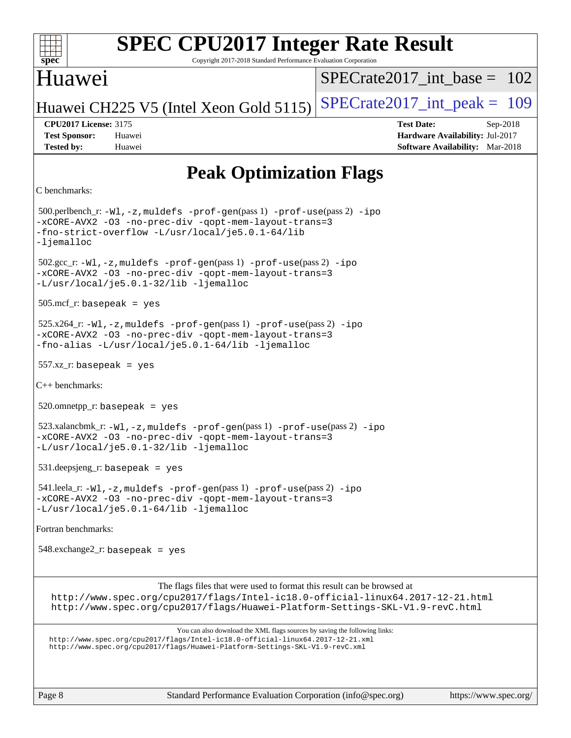# Peak Optimization Flags

C benchmarks:

500.perlbench_r: `-Wl,-z,muldefs -prof-gen`(pass 1) `-prof-use`(pass 2) `-ipo -xCORE-AVX2 -O3 -no-prec-div -qopt-mem-layout-trans=3 -fno-strict-overflow -L/usr/local/je5.0.1-64/lib -ljemalloc`

502.gcc_r: `-Wl,-z,muldefs -prof-gen`(pass 1) `-prof-use`(pass 2) `-ipo -xCORE-AVX2 -O3 -no-prec-div -qopt-mem-layout-trans=3 -L/usr/local/je5.0.1-32/lib -ljemalloc`

505.mcf_r: `basepeak = yes`

525.x264_r: `-Wl,-z,muldefs -prof-gen`(pass 1) `-prof-use`(pass 2) `-ipo -xCORE-AVX2 -O3 -no-prec-div -qopt-mem-layout-trans=3 -fno-alias -L/usr/local/je5.0.1-64/lib -ljemalloc`

557.xz_r: `basepeak = yes`

C++ benchmarks:

520.omnetpp_r: `basepeak = yes`

523.xalancbmk_r: `-Wl,-z,muldefs -prof-gen`(pass 1) `-prof-use`(pass 2) `-ipo -xCORE-AVX2 -O3 -no-prec-div -qopt-mem-layout-trans=3 -L/usr/local/je5.0.1-32/lib -ljemalloc`

531.deepsjeng_r: `basepeak = yes`

541.leela_r: `-Wl,-z,muldefs -prof-gen`(pass 1) `-prof-use`(pass 2) `-ipo -xCORE-AVX2 -O3 -no-prec-div -qopt-mem-layout-trans=3 -L/usr/local/je5.0.1-64/lib -ljemalloc`

Fortran benchmarks:

548.exchange2_r: `basepeak = yes`

The flags files that were used to format this result can be browsed at
http://www.spec.org/cpu2017/flags/Intel-ic18.0-official-linux64.2017-12-21.html
http://www.spec.org/cpu2017/flags/Huawei-Platform-Settings-SKL-V1.9-revC.html

You can also download the XML flags sources by saving the following links:
http://www.spec.org/cpu2017/flags/Intel-ic18.0-official-linux64.2017-12-21.xml
http://www.spec.org/cpu2017/flags/Huawei-Platform-Settings-SKL-V1.9-revC.xml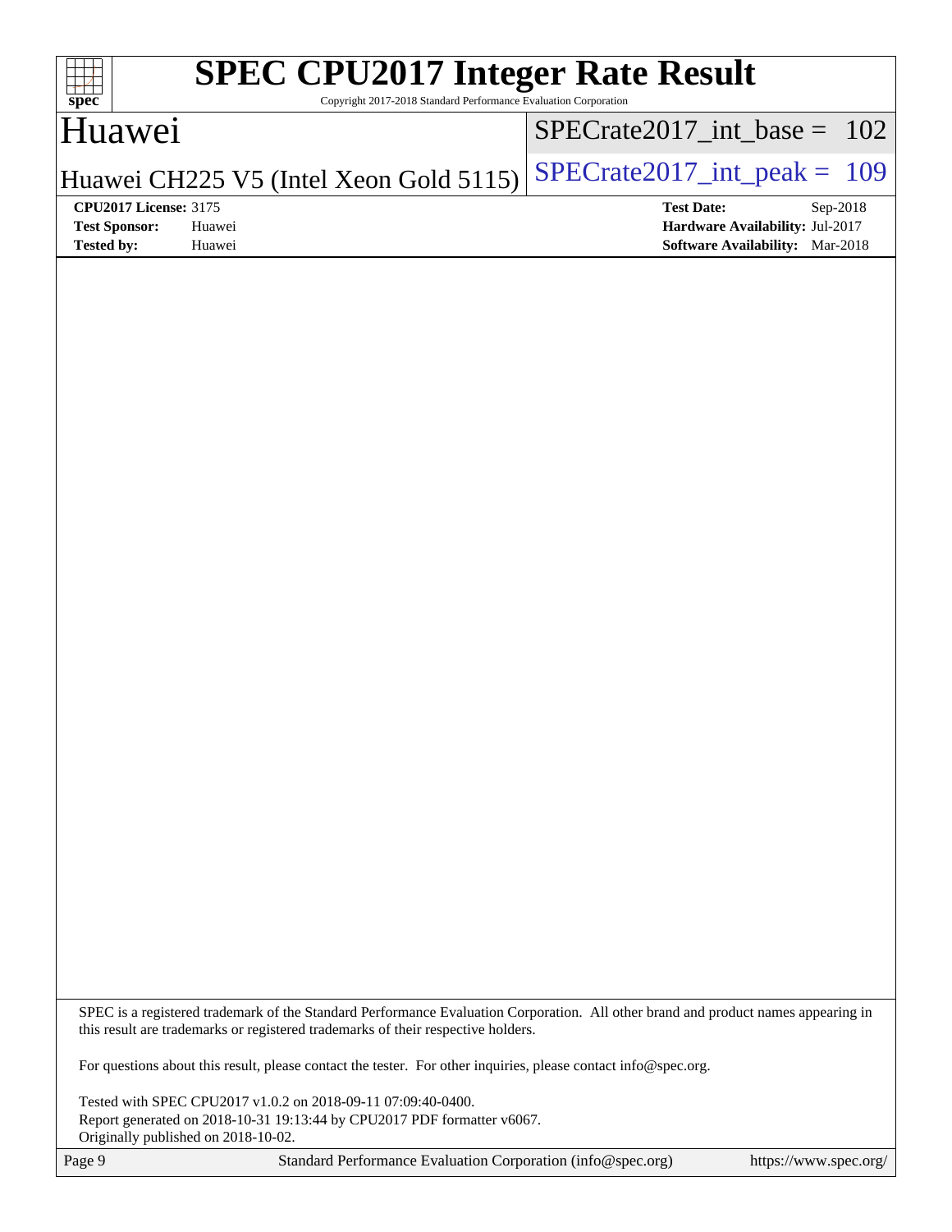SPEC is a registered trademark of the Standard Performance Evaluation Corporation. All other brand and product names appearing in this result are trademarks or registered trademarks of their respective holders.

For questions about this result, please contact the tester. For other inquiries, please contact info@spec.org.

Tested with SPEC CPU2017 v1.0.2 on 2018-09-11 07:09:40-0400.
Report generated on 2018-10-31 19:13:44 by CPU2017 PDF formatter v6067.
Originally published on 2018-10-02.